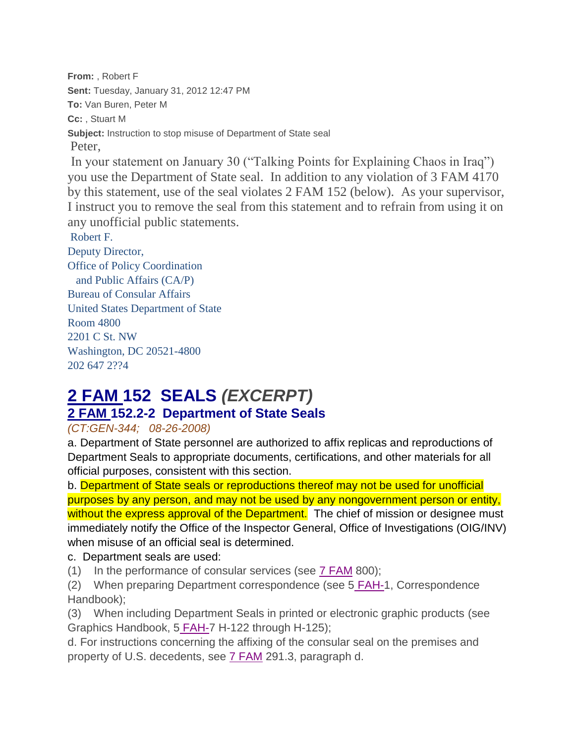**From:** , Robert F

**Sent:** Tuesday, January 31, 2012 12:47 PM

**To:** Van Buren, Peter M

**Cc:** , Stuart M

**Subject:** Instruction to stop misuse of Department of State seal

Peter,

In your statement on January 30 ("Talking Points for Explaining Chaos in Iraq") you use the Department of State seal. In addition to any violation of 3 FAM 4170 by this statement, use of the seal violates 2 FAM 152 (below). As your supervisor, I instruct you to remove the seal from this statement and to refrain from using it on any unofficial public statements.

Robert F.
Deputy Director,
Office of Policy Coordination
and Public Affairs (CA/P)
Bureau of Consular Affairs
United States Department of State
Room 4800
2201 C St. NW
Washington, DC 20521-4800
202 647 2??4

# 2 FAM 152 SEALS *(EXCERPT)*

## 2 FAM 152.2-2 Department of State Seals

*(CT:GEN-344; 08-26-2008)*

a. Department of State personnel are authorized to affix replicas and reproductions of Department Seals to appropriate documents, certifications, and other materials for all official purposes, consistent with this section.

b. Department of State seals or reproductions thereof may not be used for unofficial purposes by any person, and may not be used by any nongovernment person or entity, without the express approval of the Department. The chief of mission or designee must immediately notify the Office of the Inspector General, Office of Investigations (OIG/INV) when misuse of an official seal is determined.

c. Department seals are used:

(1) In the performance of consular services (see 7 FAM 800);

(2) When preparing Department correspondence (see 5 FAH-1, Correspondence Handbook);

(3) When including Department Seals in printed or electronic graphic products (see Graphics Handbook, 5 FAH-7 H-122 through H-125);

d. For instructions concerning the affixing of the consular seal on the premises and property of U.S. decedents, see 7 FAM 291.3, paragraph d.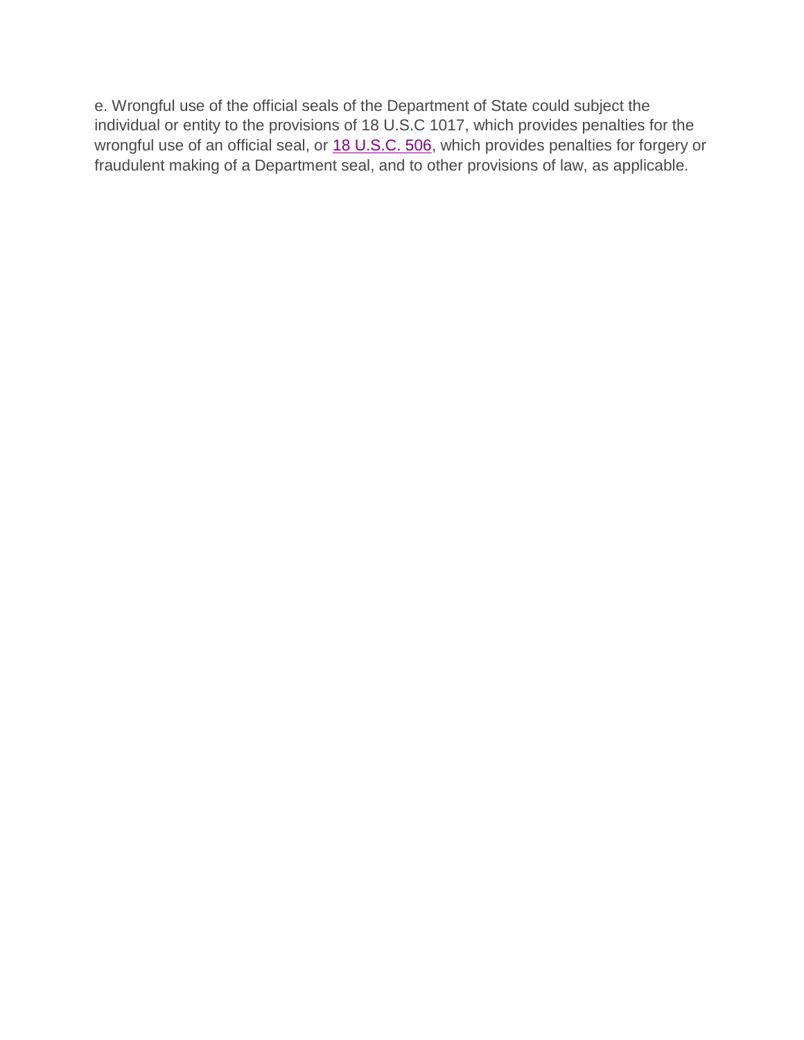e. Wrongful use of the official seals of the Department of State could subject the individual or entity to the provisions of 18 U.S.C 1017, which provides penalties for the wrongful use of an official seal, or 18 U.S.C. 506, which provides penalties for forgery or fraudulent making of a Department seal, and to other provisions of law, as applicable.